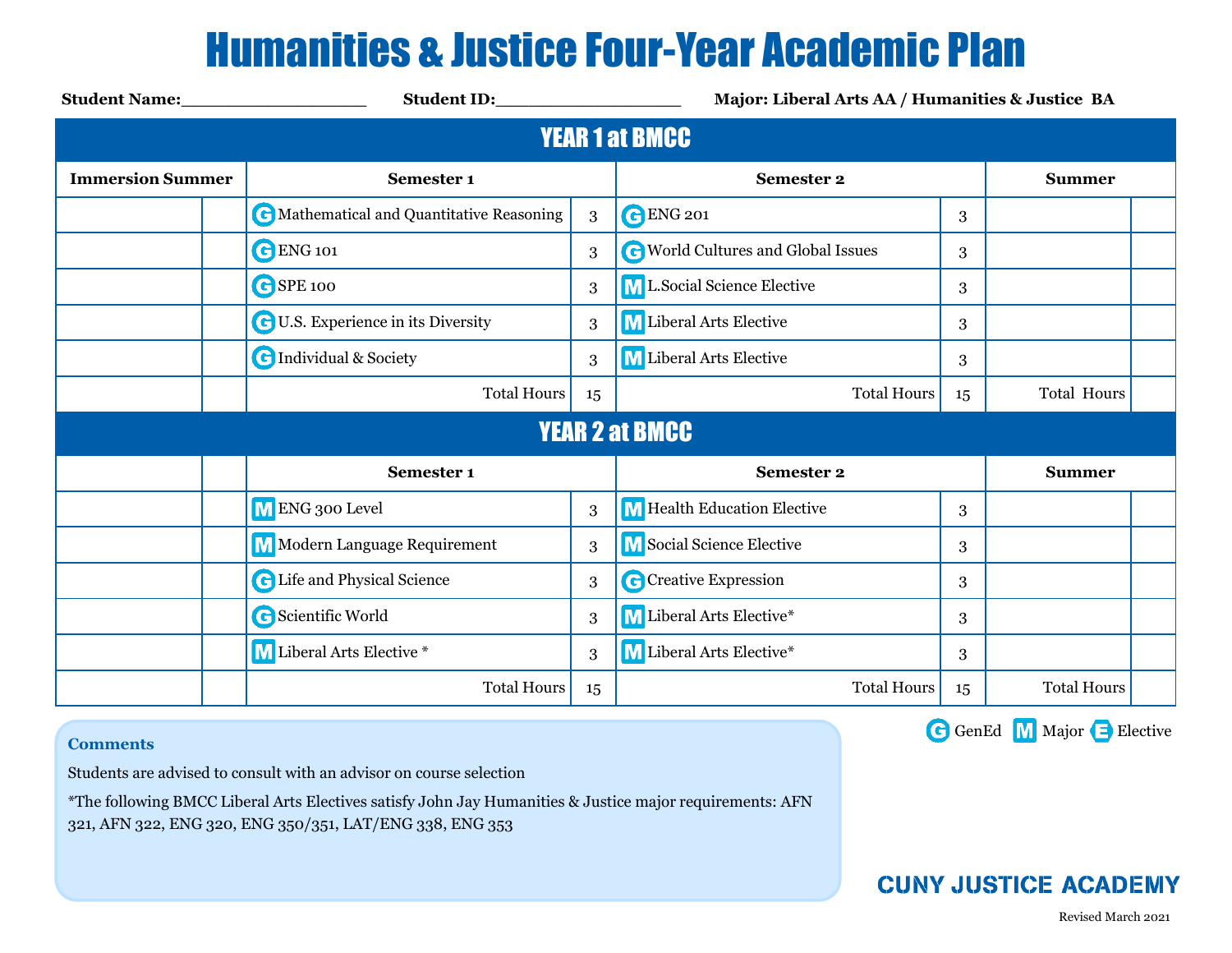# Humanities & Justice Four-Year Academic Plan

**Student Name:**___________________ **Student ID:**___________________ **Major: Liberal Arts AA / Humanities & Justice BA**

## YEAR 1 at BMCC

| Immersion Summer | | Semester 1 | | Semester 2 | | Summer | |
|---|---|---|---|---|---|---|---|
| | | G Mathematical and Quantitative Reasoning | 3 | G ENG 201 | 3 | | |
| | | G ENG 101 | 3 | G World Cultures and Global Issues | 3 | | |
| | | G SPE 100 | 3 | M L.Social Science Elective | 3 | | |
| | | G U.S. Experience in its Diversity | 3 | M Liberal Arts Elective | 3 | | |
| | | G Individual & Society | 3 | M Liberal Arts Elective | 3 | | |
| | | Total Hours | 15 | Total Hours | 15 | Total Hours | |

## YEAR 2 at BMCC

| | | Semester 1 | | Semester 2 | | Summer | |
|---|---|---|---|---|---|---|---|
| | | M ENG 300 Level | 3 | M Health Education Elective | 3 | | |
| | | M Modern Language Requirement | 3 | M Social Science Elective | 3 | | |
| | | G Life and Physical Science | 3 | G Creative Expression | 3 | | |
| | | G Scientific World | 3 | M Liberal Arts Elective* | 3 | | |
| | | M Liberal Arts Elective * | 3 | M Liberal Arts Elective* | 3 | | |
| | | Total Hours | 15 | Total Hours | 15 | Total Hours | |

G GenEd M Major E Elective

**Comments**

Students are advised to consult with an advisor on course selection

*The following BMCC Liberal Arts Electives satisfy John Jay Humanities & Justice major requirements: AFN 321, AFN 322, ENG 320, ENG 350/351, LAT/ENG 338, ENG 353

CUNY JUSTICE ACADEMY

Revised March 2021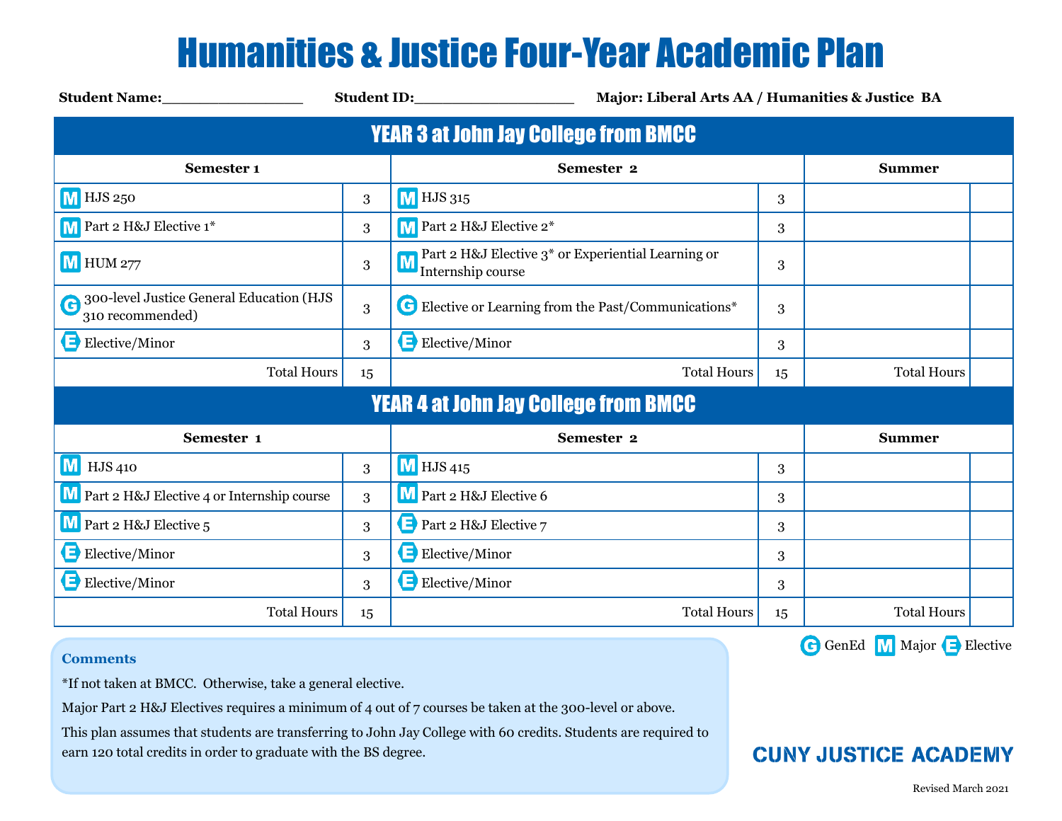# Humanities & Justice Four-Year Academic Plan

**Student Name:**_______________ **Student ID:**_________________ **Major: Liberal Arts AA / Humanities & Justice BA**

| YEAR 3 at John Jay College from BMCC | | | | | |
|---|---|---|---|---|---|
| **Semester 1** | | **Semester 2** | | **Summer** | |
| M HJS 250 | 3 | M HJS 315 | 3 | | |
| M Part 2 H&J Elective 1* | 3 | M Part 2 H&J Elective 2* | 3 | | |
| M HUM 277 | 3 | M Part 2 H&J Elective 3* or Experiential Learning or Internship course | 3 | | |
| G 300-level Justice General Education (HJS 310 recommended) | 3 | G Elective or Learning from the Past/Communications* | 3 | | |
| E Elective/Minor | 3 | E Elective/Minor | 3 | | |
| Total Hours | 15 | Total Hours | 15 | Total Hours | |

| YEAR 4 at John Jay College from BMCC | | | | | |
|---|---|---|---|---|---|
| **Semester 1** | | **Semester 2** | | **Summer** | |
| M HJS 410 | 3 | M HJS 415 | 3 | | |
| M Part 2 H&J Elective 4 or Internship course | 3 | M Part 2 H&J Elective 6 | 3 | | |
| M Part 2 H&J Elective 5 | 3 | E Part 2 H&J Elective 7 | 3 | | |
| E Elective/Minor | 3 | E Elective/Minor | 3 | | |
| E Elective/Minor | 3 | E Elective/Minor | 3 | | |
| Total Hours | 15 | Total Hours | 15 | Total Hours | |

G GenEd M Major E Elective

**Comments**

*If not taken at BMCC. Otherwise, take a general elective.

Major Part 2 H&J Electives requires a minimum of 4 out of 7 courses be taken at the 300-level or above.

This plan assumes that students are transferring to John Jay College with 60 credits. Students are required to earn 120 total credits in order to graduate with the BS degree.

**CUNY JUSTICE ACADEMY**

Revised March 2021